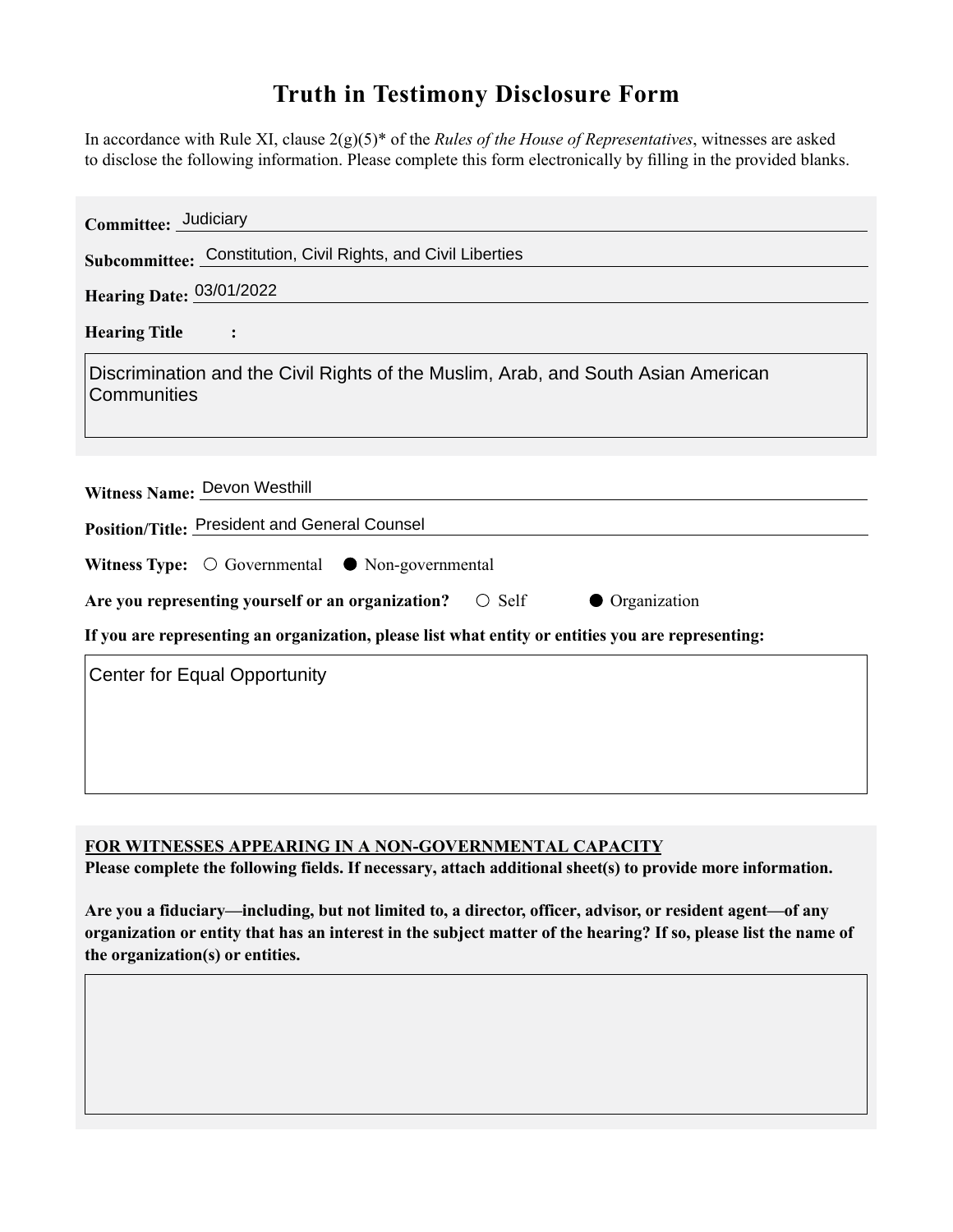# Truth in Testimony Disclosure Form

In accordance with Rule XI, clause 2(g)(5)* of the *Rules of the House of Representatives*, witnesses are asked to disclose the following information. Please complete this form electronically by filling in the provided blanks.

**Committee:** Judiciary

**Subcommittee:** Constitution, Civil Rights, and Civil Liberties

**Hearing Date:** 03/01/2022

**Hearing Title:**

Discrimination and the Civil Rights of the Muslim, Arab, and South Asian American Communities

**Witness Name:** Devon Westhill

**Position/Title:** President and General Counsel

**Witness Type:** ○ Governmental ● Non-governmental

**Are you representing yourself or an organization?** ○ Self ● Organization

**If you are representing an organization, please list what entity or entities you are representing:**

Center for Equal Opportunity

**FOR WITNESSES APPEARING IN A NON-GOVERNMENTAL CAPACITY**

**Please complete the following fields. If necessary, attach additional sheet(s) to provide more information.**

**Are you a fiduciary—including, but not limited to, a director, officer, advisor, or resident agent—of any organization or entity that has an interest in the subject matter of the hearing? If so, please list the name of the organization(s) or entities.**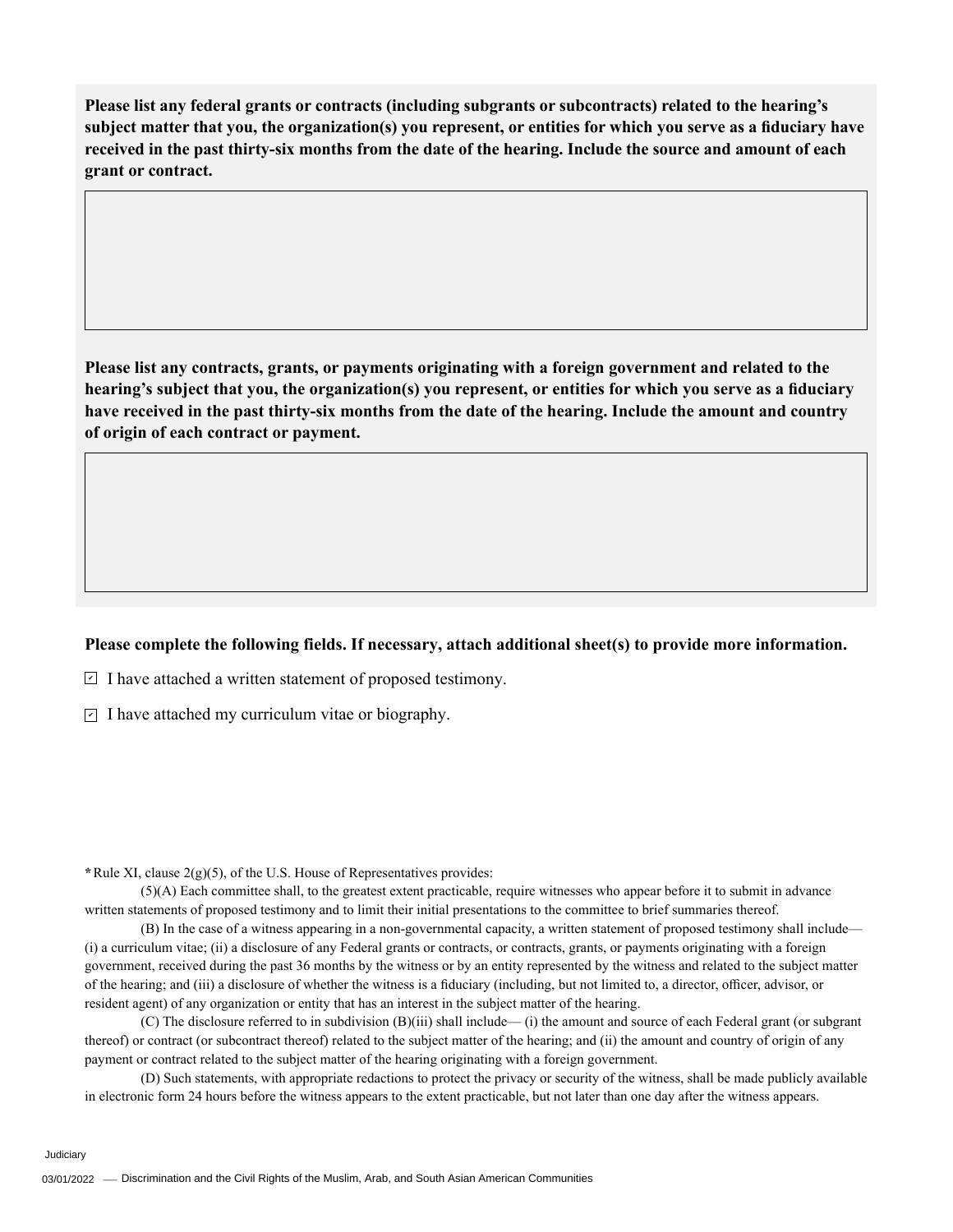**Please list any federal grants or contracts (including subgrants or subcontracts) related to the hearing's subject matter that you, the organization(s) you represent, or entities for which you serve as a fiduciary have received in the past thirty-six months from the date of the hearing. Include the source and amount of each grant or contract.**

**Please list any contracts, grants, or payments originating with a foreign government and related to the hearing's subject that you, the organization(s) you represent, or entities for which you serve as a fiduciary have received in the past thirty-six months from the date of the hearing. Include the amount and country of origin of each contract or payment.**

**Please complete the following fields. If necessary, attach additional sheet(s) to provide more information.**

- [x] I have attached a written statement of proposed testimony.
- [x] I have attached my curriculum vitae or biography.

**\***Rule XI, clause 2(g)(5), of the U.S. House of Representatives provides:

(5)(A) Each committee shall, to the greatest extent practicable, require witnesses who appear before it to submit in advance written statements of proposed testimony and to limit their initial presentations to the committee to brief summaries thereof.

(B) In the case of a witness appearing in a non-governmental capacity, a written statement of proposed testimony shall include— (i) a curriculum vitae; (ii) a disclosure of any Federal grants or contracts, or contracts, grants, or payments originating with a foreign government, received during the past 36 months by the witness or by an entity represented by the witness and related to the subject matter of the hearing; and (iii) a disclosure of whether the witness is a fiduciary (including, but not limited to, a director, officer, advisor, or resident agent) of any organization or entity that has an interest in the subject matter of the hearing.

(C) The disclosure referred to in subdivision (B)(iii) shall include— (i) the amount and source of each Federal grant (or subgrant thereof) or contract (or subcontract thereof) related to the subject matter of the hearing; and (ii) the amount and country of origin of any payment or contract related to the subject matter of the hearing originating with a foreign government.

(D) Such statements, with appropriate redactions to protect the privacy or security of the witness, shall be made publicly available in electronic form 24 hours before the witness appears to the extent practicable, but not later than one day after the witness appears.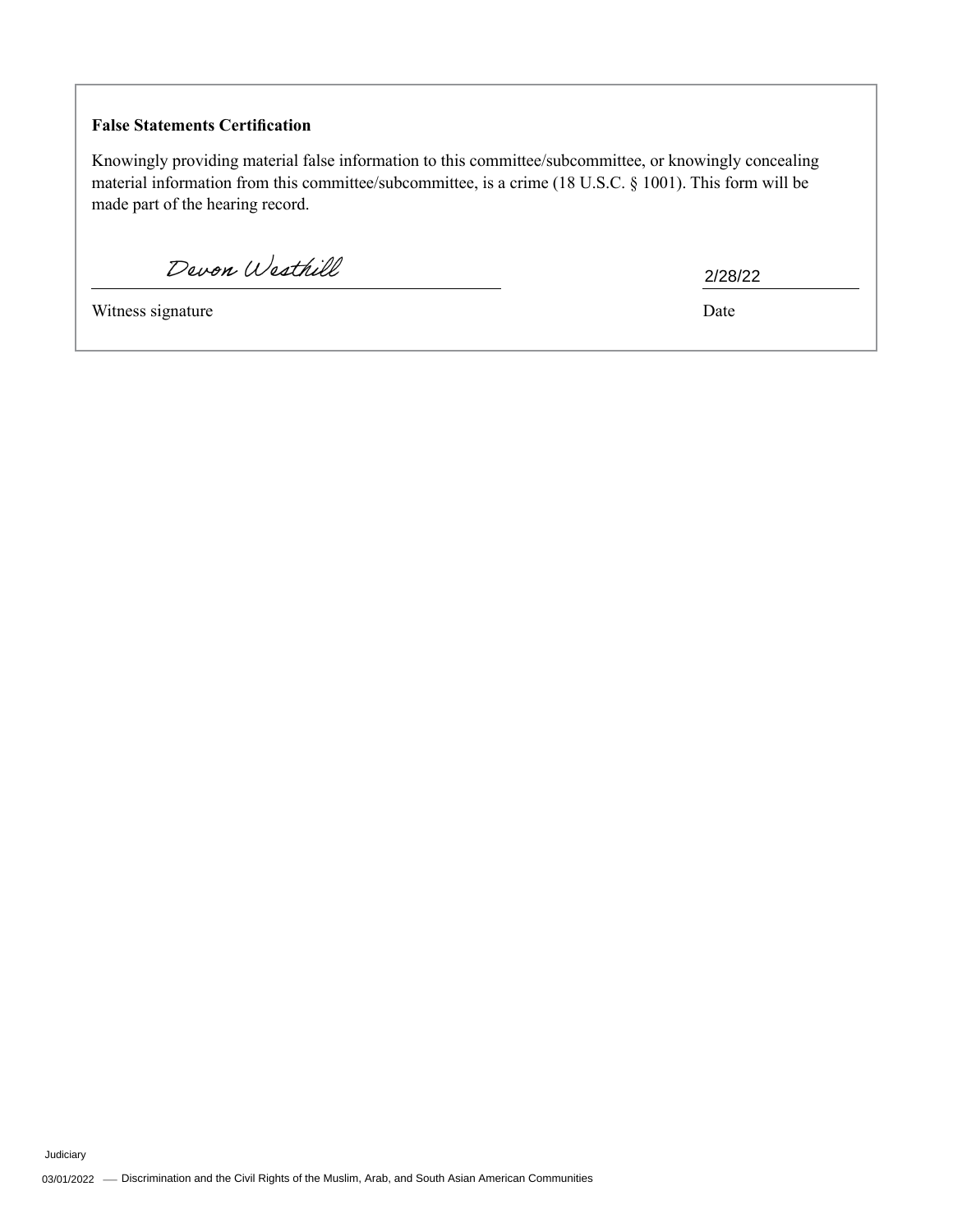**False Statements Certification**

Knowingly providing material false information to this committee/subcommittee, or knowingly concealing material information from this committee/subcommittee, is a crime (18 U.S.C. § 1001). This form will be made part of the hearing record.

Devon Westhill

Witness signature

2/28/22

Date